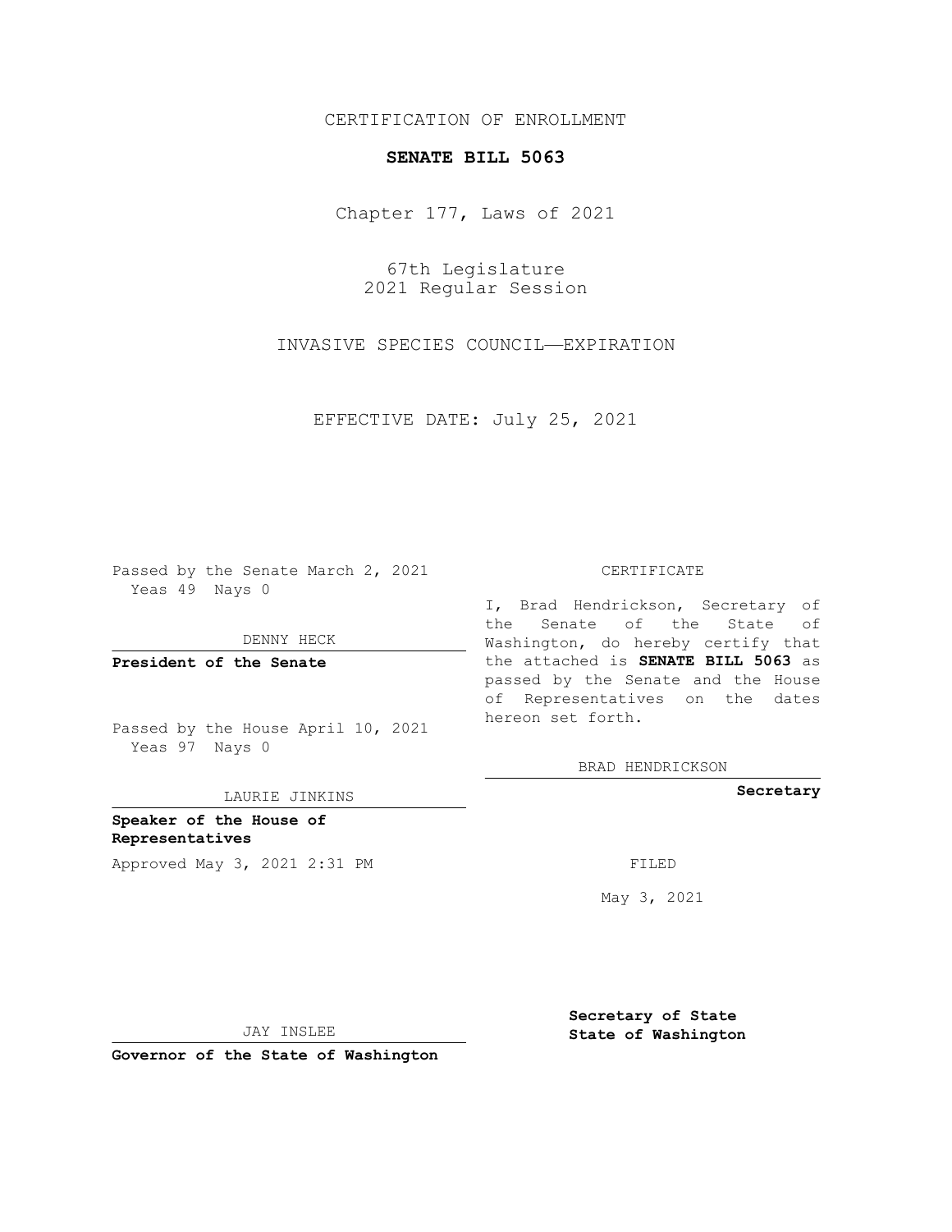CERTIFICATION OF ENROLLMENT

**SENATE BILL 5063**

Chapter 177, Laws of 2021

67th Legislature
2021 Regular Session

INVASIVE SPECIES COUNCIL—EXPIRATION

EFFECTIVE DATE: July 25, 2021

Passed by the Senate March 2, 2021
Yeas 49 Nays 0

DENNY HECK

**President of the Senate**

Passed by the House April 10, 2021
Yeas 97 Nays 0

LAURIE JINKINS

**Speaker of the House of Representatives**

Approved May 3, 2021 2:31 PM

JAY INSLEE

**Governor of the State of Washington**

CERTIFICATE

I, Brad Hendrickson, Secretary of the Senate of the State of Washington, do hereby certify that the attached is **SENATE BILL 5063** as passed by the Senate and the House of Representatives on the dates hereon set forth.

BRAD HENDRICKSON

**Secretary**

FILED

May 3, 2021

**Secretary of State**
**State of Washington**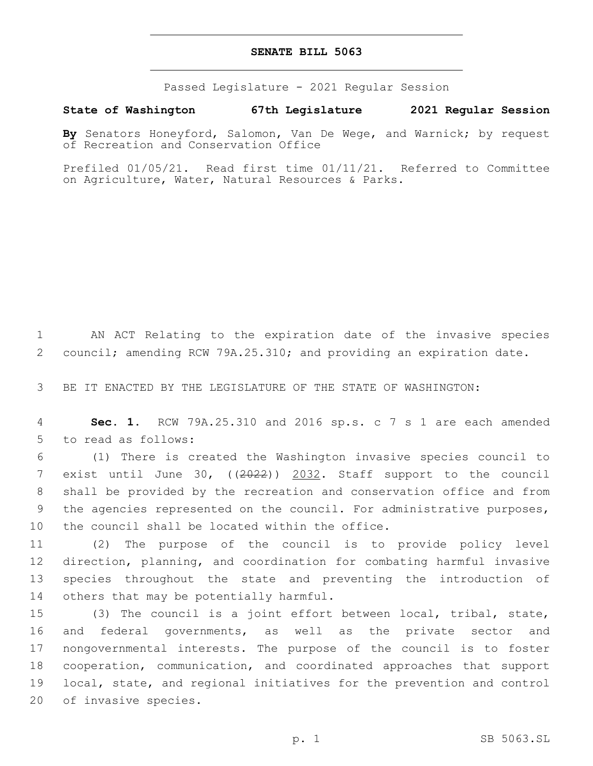# SENATE BILL 5063

Passed Legislature - 2021 Regular Session

**State of Washington 67th Legislature 2021 Regular Session**

**By** Senators Honeyford, Salomon, Van De Wege, and Warnick; by request of Recreation and Conservation Office

Prefiled 01/05/21. Read first time 01/11/21. Referred to Committee on Agriculture, Water, Natural Resources & Parks.

1 AN ACT Relating to the expiration date of the invasive species
2 council; amending RCW 79A.25.310; and providing an expiration date.

3 BE IT ENACTED BY THE LEGISLATURE OF THE STATE OF WASHINGTON:

4 **Sec. 1.** RCW 79A.25.310 and 2016 sp.s. c 7 s 1 are each amended
5 to read as follows:

6 (1) There is created the Washington invasive species council to
7 exist until June 30, ((~~2022~~)) <u>2032</u>. Staff support to the council
8 shall be provided by the recreation and conservation office and from
9 the agencies represented on the council. For administrative purposes,
10 the council shall be located within the office.

11 (2) The purpose of the council is to provide policy level
12 direction, planning, and coordination for combating harmful invasive
13 species throughout the state and preventing the introduction of
14 others that may be potentially harmful.

15 (3) The council is a joint effort between local, tribal, state,
16 and federal governments, as well as the private sector and
17 nongovernmental interests. The purpose of the council is to foster
18 cooperation, communication, and coordinated approaches that support
19 local, state, and regional initiatives for the prevention and control
20 of invasive species.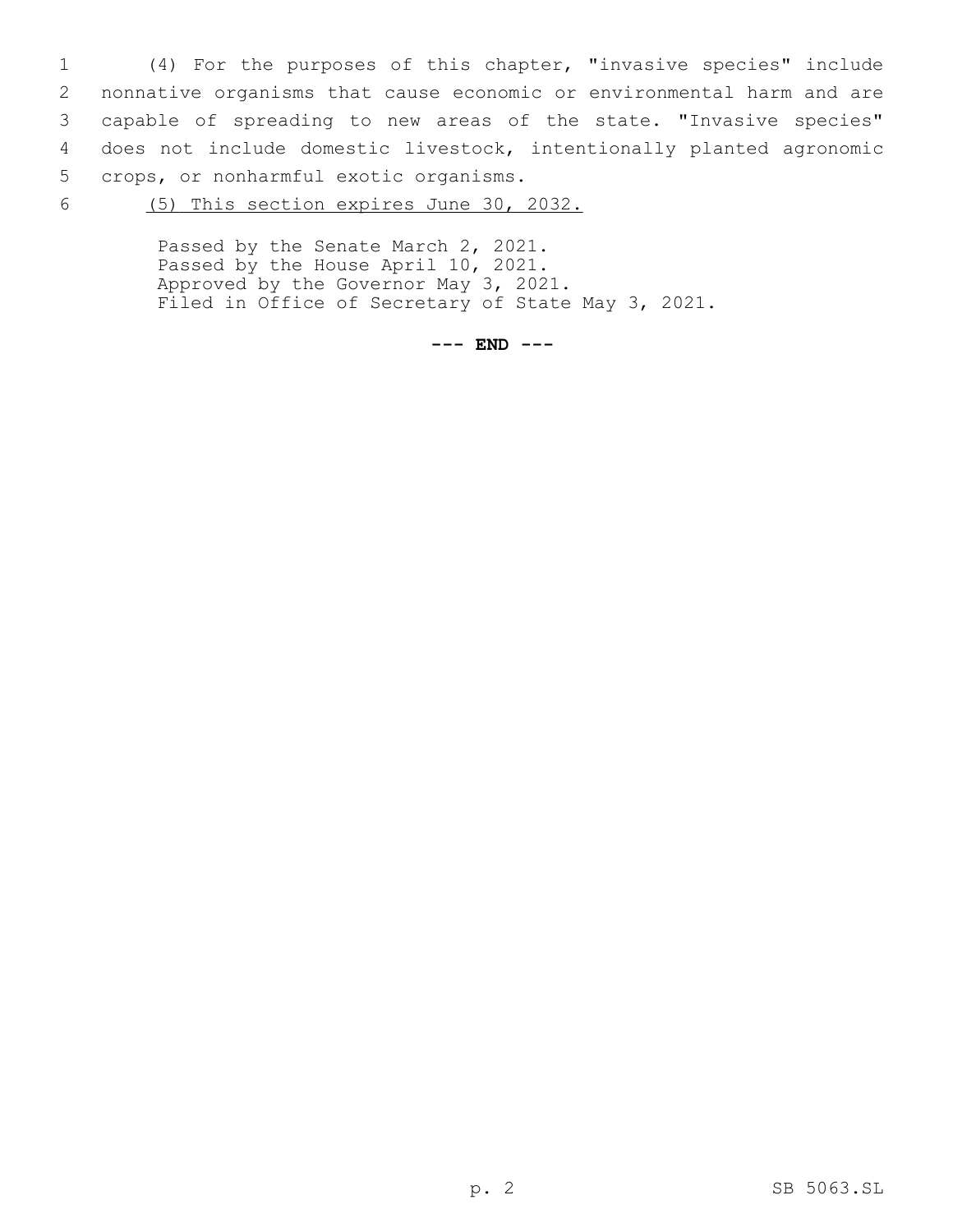(4) For the purposes of this chapter, "invasive species" include nonnative organisms that cause economic or environmental harm and are capable of spreading to new areas of the state. "Invasive species" does not include domestic livestock, intentionally planted agronomic crops, or nonharmful exotic organisms.

<u>(5) This section expires June 30, 2032.</u>

Passed by the Senate March 2, 2021.
Passed by the House April 10, 2021.
Approved by the Governor May 3, 2021.
Filed in Office of Secretary of State May 3, 2021.

**--- END ---**